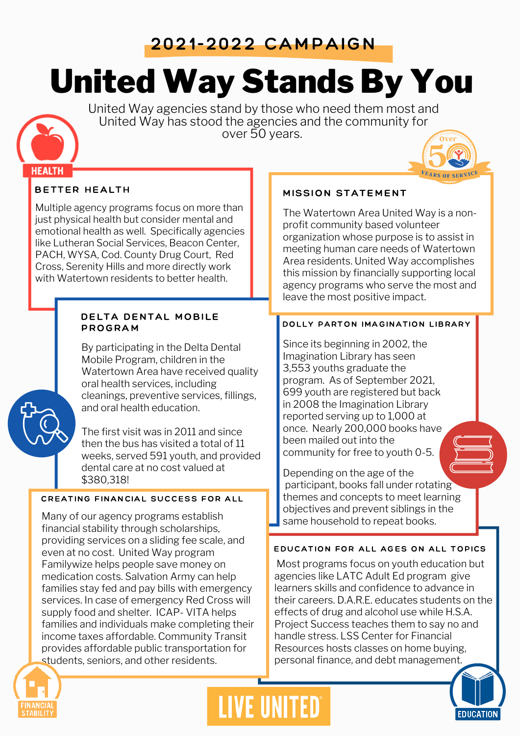2021-2022 CAMPAIGN

# United Way Stands By You

United Way agencies stand by those who need them most and United Way has stood the agencies and the community for over 50 years.

HEALTH

## BETTER HEALTH

Multiple agency programs focus on more than just physical health but consider mental and emotional health as well. Specifically agencies like Lutheran Social Services, Beacon Center, PACH, WYSA, Cod. County Drug Court, Red Cross, Serenity Hills and more directly work with Watertown residents to better health.

Over 50 YEARS OF SERVICE

## MISSION STATEMENT

The Watertown Area United Way is a non-profit community based volunteer organization whose purpose is to assist in meeting human care needs of Watertown Area residents. United Way accomplishes this mission by financially supporting local agency programs who serve the most and leave the most positive impact.

## DELTA DENTAL MOBILE PROGRAM

By participating in the Delta Dental Mobile Program, children in the Watertown Area have received quality oral health services, including cleanings, preventive services, fillings, and oral health education.

The first visit was in 2011 and since then the bus has visited a total of 11 weeks, served 591 youth, and provided dental care at no cost valued at $380,318!

## DOLLY PARTON IMAGINATION LIBRARY

Since its beginning in 2002, the Imagination Library has seen 3,553 youths graduate the program. As of September 2021, 699 youth are registered but back in 2008 the Imagination Library reported serving up to 1,000 at once. Nearly 200,000 books have been mailed out into the community for free to youth 0-5.

Depending on the age of the participant, books fall under rotating themes and concepts to meet learning objectives and prevent siblings in the same household to repeat books.

## CREATING FINANCIAL SUCCESS FOR ALL

Many of our agency programs establish financial stability through scholarships, providing services on a sliding fee scale, and even at no cost. United Way program Familywize helps people save money on medication costs. Salvation Army can help families stay fed and pay bills with emergency services. In case of emergency Red Cross will supply food and shelter. ICAP- VITA helps families and individuals make completing their income taxes affordable. Community Transit provides affordable public transportation for students, seniors, and other residents.

## EDUCATION FOR ALL AGES ON ALL TOPICS

Most programs focus on youth education but agencies like LATC Adult Ed program give learners skills and confidence to advance in their careers. D.A.R.E. educates students on the effects of drug and alcohol use while H.S.A. Project Success teaches them to say no and handle stress. LSS Center for Financial Resources hosts classes on home buying, personal finance, and debt management.

FINANCIAL STABILITY

LIVE UNITED®

EDUCATION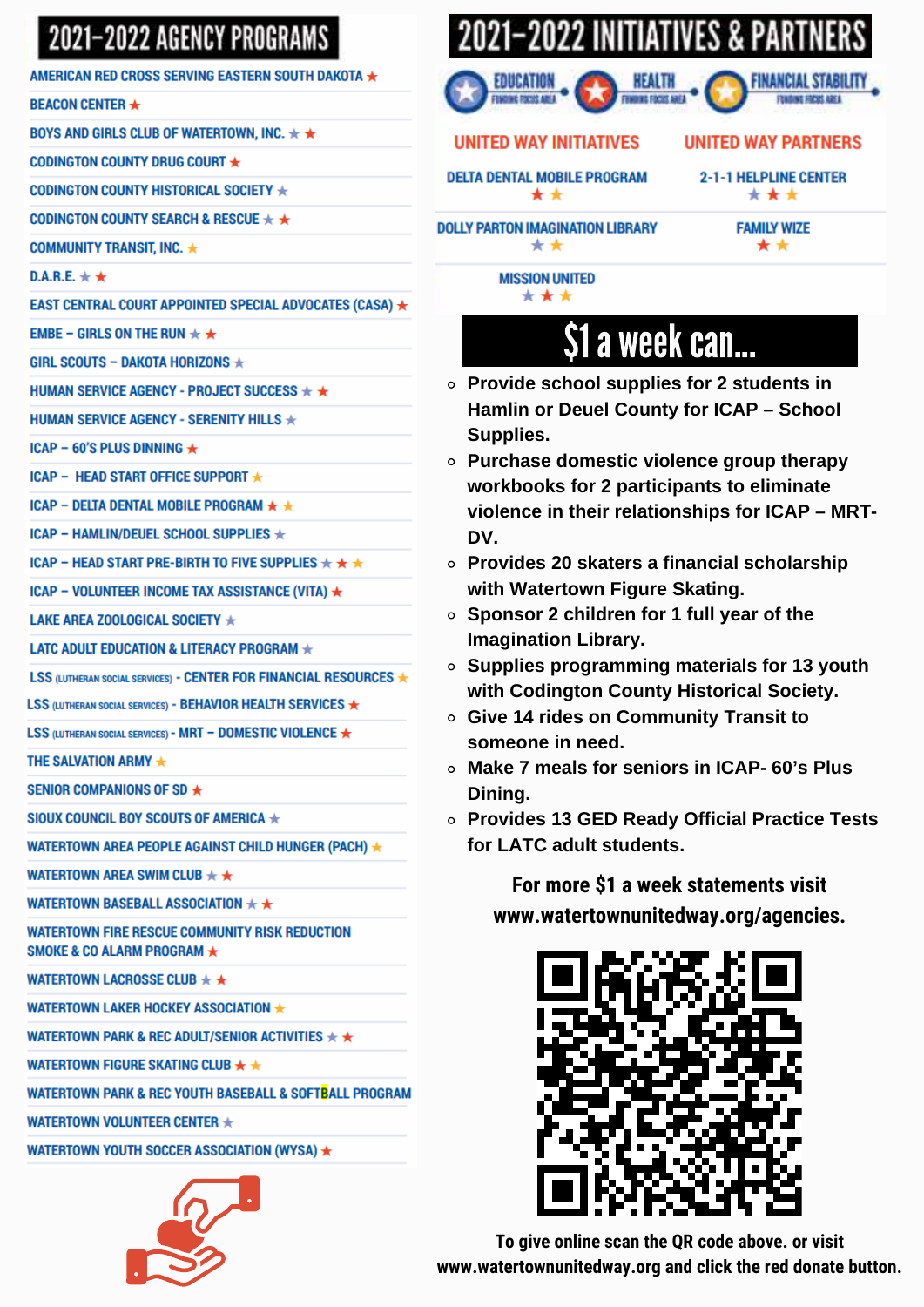# 2021-2022 AGENCY PROGRAMS

- AMERICAN RED CROSS SERVING EASTERN SOUTH DAKOTA ★
- BEACON CENTER ★
- BOYS AND GIRLS CLUB OF WATERTOWN, INC. ★ ★
- CODINGTON COUNTY DRUG COURT ★
- CODINGTON COUNTY HISTORICAL SOCIETY ★
- CODINGTON COUNTY SEARCH & RESCUE ★ ★
- COMMUNITY TRANSIT, INC. ★
- D.A.R.E. ★ ★
- EAST CENTRAL COURT APPOINTED SPECIAL ADVOCATES (CASA) ★
- EMBE – GIRLS ON THE RUN ★ ★
- GIRL SCOUTS – DAKOTA HORIZONS ★
- HUMAN SERVICE AGENCY - PROJECT SUCCESS ★ ★
- HUMAN SERVICE AGENCY - SERENITY HILLS ★
- ICAP – 60'S PLUS DINNING ★
- ICAP – HEAD START OFFICE SUPPORT ★
- ICAP – DELTA DENTAL MOBILE PROGRAM ★ ★
- ICAP – HAMLIN/DEUEL SCHOOL SUPPLIES ★
- ICAP – HEAD START PRE-BIRTH TO FIVE SUPPLIES ★ ★ ★
- ICAP – VOLUNTEER INCOME TAX ASSISTANCE (VITA) ★
- LAKE AREA ZOOLOGICAL SOCIETY ★
- LATC ADULT EDUCATION & LITERACY PROGRAM ★
- LSS (LUTHERAN SOCIAL SERVICES) - CENTER FOR FINANCIAL RESOURCES ★
- LSS (LUTHERAN SOCIAL SERVICES) - BEHAVIOR HEALTH SERVICES ★
- LSS (LUTHERAN SOCIAL SERVICES) - MRT – DOMESTIC VIOLENCE ★
- THE SALVATION ARMY ★
- SENIOR COMPANIONS OF SD ★
- SIOUX COUNCIL BOY SCOUTS OF AMERICA ★
- WATERTOWN AREA PEOPLE AGAINST CHILD HUNGER (PACH) ★
- WATERTOWN AREA SWIM CLUB ★ ★
- WATERTOWN BASEBALL ASSOCIATION ★ ★
- WATERTOWN FIRE RESCUE COMMUNITY RISK REDUCTION SMOKE & CO ALARM PROGRAM ★
- WATERTOWN LACROSSE CLUB ★ ★
- WATERTOWN LAKER HOCKEY ASSOCIATION ★
- WATERTOWN PARK & REC ADULT/SENIOR ACTIVITIES ★ ★
- WATERTOWN FIGURE SKATING CLUB ★ ★
- WATERTOWN PARK & REC YOUTH BASEBALL & SOFTBALL PROGRAM
- WATERTOWN VOLUNTEER CENTER ★
- WATERTOWN YOUTH SOCCER ASSOCIATION (WYSA) ★

# 2021-2022 INITIATIVES & PARTNERS

EDUCATION FUNDING FOCUS AREA · HEALTH FUNDING FOCUS AREA · FINANCIAL STABILITY FUNDING FOCUS AREA

| UNITED WAY INITIATIVES | UNITED WAY PARTNERS |
|---|---|
| DELTA DENTAL MOBILE PROGRAM ★ ★ | 2-1-1 HELPLINE CENTER ★ ★ ★ |
| DOLLY PARTON IMAGINATION LIBRARY ★ ★ | FAMILY WIZE ★ ★ |
| MISSION UNITED ★ ★ ★ | |

## $1 a week can...

- Provide school supplies for 2 students in Hamlin or Deuel County for ICAP – School Supplies.
- Purchase domestic violence group therapy workbooks for 2 participants to eliminate violence in their relationships for ICAP – MRT-DV.
- Provides 20 skaters a financial scholarship with Watertown Figure Skating.
- Sponsor 2 children for 1 full year of the Imagination Library.
- Supplies programming materials for 13 youth with Codington County Historical Society.
- Give 14 rides on Community Transit to someone in need.
- Make 7 meals for seniors in ICAP- 60's Plus Dining.
- Provides 13 GED Ready Official Practice Tests for LATC adult students.

**For more $1 a week statements visit www.watertownunitedway.org/agencies.**

**To give online scan the QR code above. or visit www.watertownunitedway.org and click the red donate button.**